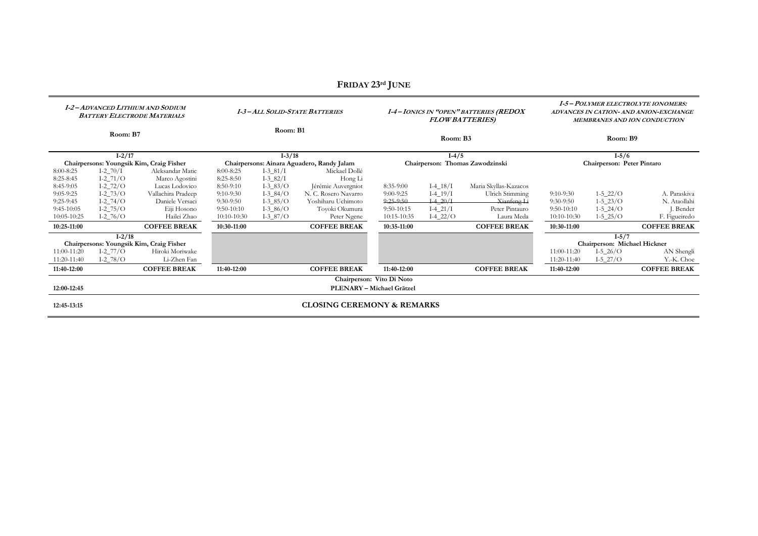# FRIDAY 23rd JUNE

| *I-2 – ADVANCED LITHIUM AND SODIUM BATTERY ELECTRODE MATERIALS* | | | *I-3 – ALL SOLID-STATE BATTERIES* | | | *I-4 – IONICS IN "OPEN" BATTERIES (REDOX FLOW BATTERIES)* | | | *I-5 – POLYMER ELECTROLYTE IONOMERS: ADVANCES IN CATION- AND ANION-EXCHANGE MEMBRANES AND ION CONDUCTION* | | |
|---|---|---|---|---|---|---|---|---|---|---|---|
| **Room: B7** | | | **Room: B1** | | | **Room: B3** | | | **Room: B9** | | |
| **I-2/17** | | | **I-3/18** | | | **I-4/5** | | | **I-5/6** | | |
| **Chairpersons: Youngsik Kim, Craig Fisher** | | | **Chairpersons: Ainara Aguadero, Randy Jalam** | | | **Chairperson: Thomas Zawodzinski** | | | **Chairperson: Peter Pintaro** | | |
| 8:00-8:25 | I-2_70/I | Aleksandar Matic | 8:00-8:25 | I-3_81/I | Mickael Dollé | | | | | | |
| 8:25-8:45 | I-2_71/O | Marco Agostini | 8:25-8:50 | I-3_82/I | Hong Li | | | | | | |
| 8:45-9:05 | I-2_72/O | Lucas Lodovico | 8:50-9:10 | I-3_83/O | Jérémie Auvergniot | 8:35-9:00 | I-4_18/I | Maria Skyllas-Kazacos | | | |
| 9:05-9:25 | I-2_73/O | Vallachira Pradeep | 9:10-9:30 | I-3_84/O | N. C. Rosero Navarro | 9:00-9:25 | I-4_19/I | Ulrich Stimming | 9:10-9:30 | I-5_22/O | A. Paraskiva |
| 9:25-9:45 | I-2_74/O | Daniele Versaci | 9:30-9:50 | I-3_85/O | Yoshiharu Uchimoto | ~~9:25-9:50~~ | ~~I-4_20/I~~ | ~~Xianfeng Li~~ | 9:30-9:50 | I-5_23/O | N. Ataollahi |
| 9:45-10:05 | I-2_75/O | Eiji Hosono | 9:50-10:10 | I-3_86/O | Toyoki Okumura | 9:50-10:15 | I-4_21/I | Peter Pintauro | 9:50-10:10 | I-5_24/O | J. Bender |
| 10:05-10:25 | I-2_76/O | Hailei Zhao | 10:10-10:30 | I-3_87/O | Peter Ngene | 10:15-10:35 | I-4_22/O | Laura Meda | 10:10-10:30 | I-5_25/O | F. Figueiredo |
| **10:25-11:00** | | **COFFEE BREAK** | **10:30-11:00** | | **COFFEE BREAK** | **10:35-11:00** | | **COFFEE BREAK** | **10:30-11:00** | | **COFFEE BREAK** |
| **I-2/18** | | | | | | | | | **I-5/7** | | |
| **Chairpersons: Youngsik Kim, Craig Fisher** | | | | | | | | | **Chairperson: Michael Hickner** | | |
| 11:00-11:20 | I-2_77/O | Hiroki Moriwake | | | | | | | 11:00-11:20 | I-5_26/O | AN Shengli |
| 11:20-11:40 | I-2_78/O | Li-Zhen Fan | | | | | | | 11:20-11:40 | I-5_27/O | Y.-K. Choe |
| **11:40-12:00** | | **COFFEE BREAK** | **11:40-12:00** | | **COFFEE BREAK** | **11:40-12:00** | | **COFFEE BREAK** | **11:40-12:00** | | **COFFEE BREAK** |
| | | | | | | **Chairperson: Vito Di Noto** | | | | | |
| **12:00-12:45** | | | | | | **PLENARY – Michael Grätzel** | | | | | |
| **12:45-13:15** | | | | | | **CLOSING CEREMONY & REMARKS** | | | | | |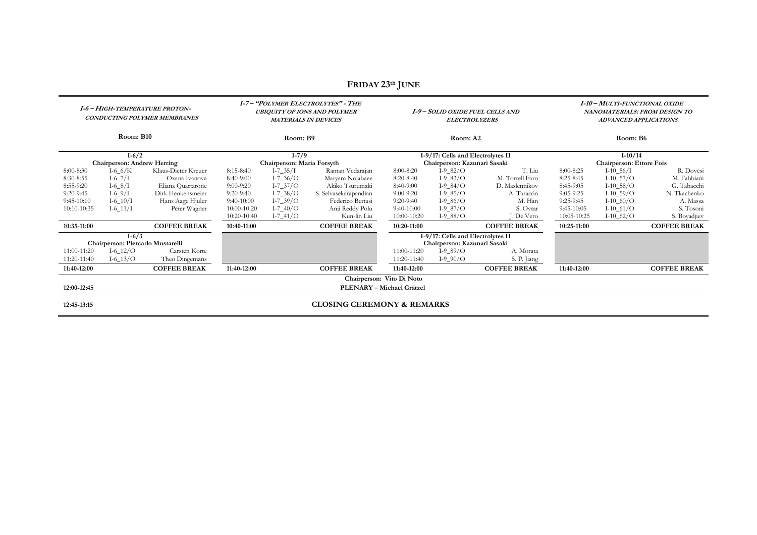# FRIDAY 23th JUNE

| *I-6 – HIGH-TEMPERATURE PROTON-CONDUCTING POLYMER MEMBRANES* | | | *I-7 – "POLYMER ELECTROLYTES" - THE UBIQUITY OF IONS AND POLYMER MATERIALS IN DEVICES* | | | *I-9 – SOLID OXIDE FUEL CELLS AND ELECTROLYZERS* | | | *I-10 – MULTI-FUNCTIONAL OXIDE NANOMATERIALS: FROM DESIGN TO ADVANCED APPLICATIONS* | | |
|---|---|---|---|---|---|---|---|---|---|---|---|
| **Room: B10** | | | **Room: B9** | | | **Room: A2** | | | **Room: B6** | | |
| **I-6/2** | | | **I-7/9** | | | **I-9/17: Cells and Electrolytes II** | | | **I-10/14** | | |
| **Chairperson: Andrew Herring** | | | **Chairperson: Maria Forsyth** | | | **Chairperson: Kazunari Sasaki** | | | **Chairperson: Ettore Fois** | | |
| 8:00-8:30 | I-6_6/K | Klaus-Dieter Kreuer | 8:15-8:40 | I-7_35/I | Raman Vedarajan | 8:00-8:20 | I-9_82/O | T. Liu | 8:00-8:25 | I-10_56/I | R. Dovesi |
| 8:30-8:55 | I-6_7/I | Oxana Ivanova | 8:40-9:00 | I-7_36/O | Maryam Nojabaee | 8:20-8:40 | I-9_83/O | M. Torrell Faro | 8:25-8:45 | I-10_57/O | M. Fabbiani |
| 8:55-9:20 | I-6_8/I | Eliana Quartarone | 9:00-9:20 | I-7_37/O | Akiko Tsurumaki | 8:40-9:00 | I-9_84/O | D. Maslennikov | 8:45-9:05 | I-10_58/O | G. Tabacchi |
| 9:20-9:45 | I-6_9/I | Dirk Henkensmeier | 9:20-9:40 | I-7_38/O | S. Selvasekarapandian | 9:00-9:20 | I-9_85/O | A. Taracón | 9:05-9:25 | I-10_59/O | N. Tkachenko |
| 9:45-10:10 | I-6_10/I | Hans Aage Hjuler | 9:40-10:00 | I-7_39/O | Federico Bertasi | 9:20-9:40 | I-9_86/O | M. Han | 9:25-9:45 | I-10_60/O | A. Massa |
| 10:10-10:35 | I-6_11/I | Peter Wagner | 10:00-10:20 | I-7_40/O | Anji Reddy Polu | 9:40-10:00 | I-9_87/O | S. Ovtar | 9:45-10:05 | I-10_61/O | S. Tosoni |
| | | | 10:20-10:40 | I-7_41/O | Kun-lin Liu | 10:00-10:20 | I-9_88/O | J. De Vero | 10:05-10:25 | I-10_62/O | S. Boyadjiev |
| **10:35-11:00** | | **COFFEE BREAK** | **10:40-11:00** | | **COFFEE BREAK** | **10:20-11:00** | | **COFFEE BREAK** | **10:25-11:00** | | **COFFEE BREAK** |
| **I-6/3** | | | | | | **I-9/17: Cells and Electrolytes II** | | | | | |
| **Chairperson: Piercarlo Mustarelli** | | | | | | **Chairperson: Kazunari Sasaki** | | | | | |
| 11:00-11:20 | I-6_12/O | Carsten Korte | | | | 11:00-11:20 | I-9_89/O | A. Morata | | | |
| 11:20-11:40 | I-6_13/O | Theo Dingemans | | | | 11:20-11:40 | I-9_90/O | S. P. Jiang | | | |
| **11:40-12:00** | | **COFFEE BREAK** | **11:40-12:00** | | **COFFEE BREAK** | **11:40-12:00** | | **COFFEE BREAK** | **11:40-12:00** | | **COFFEE BREAK** |
| | | | | | | **Chairperson: Vito Di Noto** | | | | | |
| **12:00-12:45** | | | | | | **PLENARY – Michael Grätzel** | | | | | |
| **12:45-13:15** | | | | | | **CLOSING CEREMONY & REMARKS** | | | | | |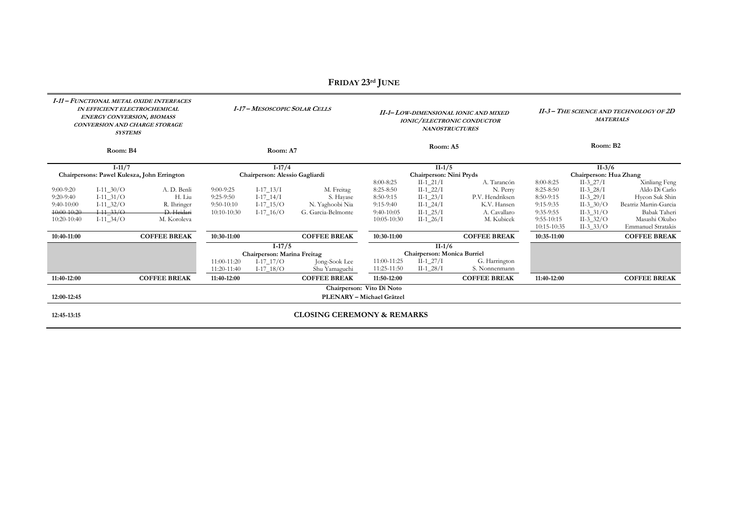# FRIDAY 23rd JUNE

| *I-11 – FUNCTIONAL METAL OXIDE INTERFACES IN EFFICIENT ELECTROCHEMICAL ENERGY CONVERSION, BIOMASS CONVERSION AND CHARGE STORAGE SYSTEMS* | | | *I-17 – MESOSCOPIC SOLAR CELLS* | | | *II-1– LOW-DIMENSIONAL IONIC AND MIXED IONIC/ELECTRONIC CONDUCTOR NANOSTRUCTURES* | | | *II-3 – THE SCIENCE AND TECHNOLOGY OF 2D MATERIALS* | | |
|---|---|---|---|---|---|---|---|---|---|---|---|
| **Room: B4** | | | **Room: A7** | | | **Room: A5** | | | **Room: B2** | | |
| **I-11/7** | | | **I-17/4** | | | **II-1/5** | | | **II-3/6** | | |
| **Chairpersons: Pawel Kulesza, John Errington** | | | **Chairperson: Alessio Gagliardi** | | | **Chairperson: Nini Pryds** | | | **Chairperson: Hua Zhang** | | |
| | | | | | | 8:00-8:25 | II-1_21/I | A. Tarancón | 8:00-8:25 | II-3_27/I | Xinliang Feng |
| 9:00-9:20 | I-11_30/O | A. D. Benli | 9:00-9:25 | I-17_13/I | M. Freitag | 8:25-8:50 | II-1_22/I | N. Perry | 8:25-8:50 | II-3_28/I | Aldo Di Carlo |
| 9:20-9:40 | I-11_31/O | H. Liu | 9:25-9:50 | I-17_14/I | S. Hayase | 8:50-9:15 | II-1_23/I | P.V. Hendriksen | 8:50-9:15 | II-3_29/I | Hyeon Suk Shin |
| 9:40-10:00 | I-11_32/O | R. Ihringer | 9:50-10:10 | I-17_15/O | N. Yaghoobi Nia | 9:15-9:40 | II-1_24/I | K.V. Hansen | 9:15-9:35 | II-3_30/O | Beatriz Martin-Garcia |
| ~~10:00-10:20~~ | ~~I-11_33/O~~ | ~~D. Heidari~~ | 10:10-10:30 | I-17_16/O | G. Garcia-Belmonte | 9:40-10:05 | II-1_25/I | A. Cavallaro | 9:35-9:55 | II-3_31/O | Babak Taheri |
| 10:20-10:40 | I-11_34/O | M. Koroleva | | | | 10:05-10:30 | II-1_26/I | M. Kubicek | 9:55-10:15 | II-3_32/O | Masashi Okubo |
| | | | | | | | | | 10:15-10:35 | II-3_33/O | Emmanuel Stratakis |
| **10:40-11:00** | | **COFFEE BREAK** | **10:30-11:00** | | **COFFEE BREAK** | **10:30-11:00** | | **COFFEE BREAK** | **10:35-11:00** | | **COFFEE BREAK** |
| | | | **I-17/5** | | | **II-1/6** | | | | | |
| | | | **Chairperson: Marina Freitag** | | | **Chairperson: Monica Burriel** | | | | | |
| | | | 11:00-11:20 | I-17_17/O | Jong-Sook Lee | 11:00-11:25 | II-1_27/I | G. Harrington | | | |
| | | | 11:20-11:40 | I-17_18/O | Shu Yamaguchi | 11:25-11:50 | II-1_28/I | S. Nonnenmann | | | |
| **11:40-12:00** | | **COFFEE BREAK** | **11:40-12:00** | | **COFFEE BREAK** | **11:50-12:00** | | **COFFEE BREAK** | **11:40-12:00** | | **COFFEE BREAK** |
| | | | | | | **Chairperson: Vito Di Noto** | | | | | |
| **12:00-12:45** | | | | | | **PLENARY – Michael Grätzel** | | | | | |
| **12:45-13:15** | | | | | | **CLOSING CEREMONY & REMARKS** | | | | | |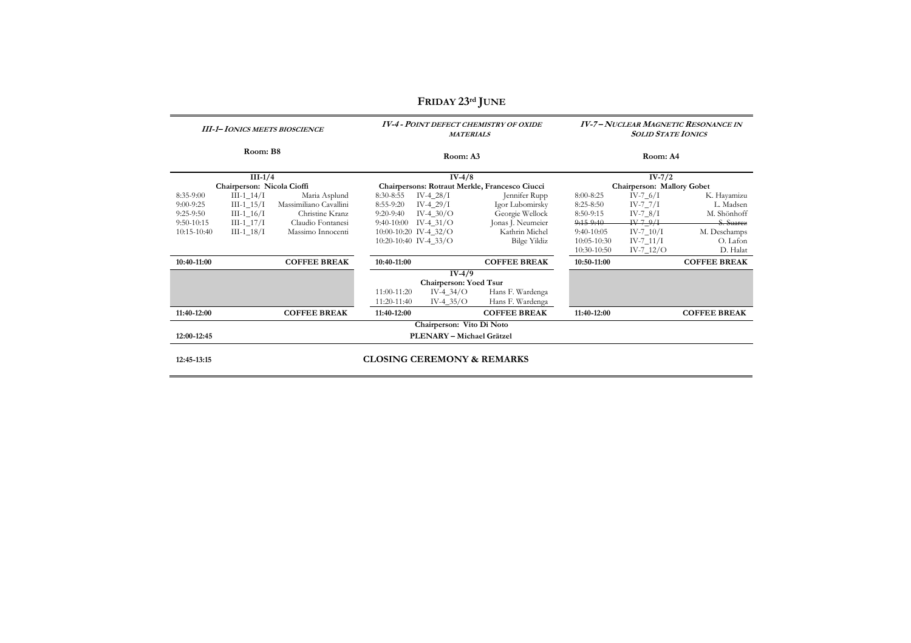# FRIDAY 23rd JUNE

| *III-1– IONICS MEETS BIOSCIENCE* | | | *IV-4 - POINT DEFECT CHEMISTRY OF OXIDE MATERIALS* | | | *IV-7 – NUCLEAR MAGNETIC RESONANCE IN SOLID STATE IONICS* | | |
|---|---|---|---|---|---|---|---|---|
| **Room: B8** | | | **Room: A3** | | | **Room: A4** | | |
| **III-1/4** | | | **IV-4/8** | | | **IV-7/2** | | |
| **Chairperson: Nicola Cioffi** | | | **Chairpersons: Rotraut Merkle, Francesco Ciucci** | | | **Chairperson: Mallory Gobet** | | |
| 8:35-9:00 | III-1_14/I | Maria Asplund | 8:30-8:55 | IV-4_28/I | Jennifer Rupp | 8:00-8:25 | IV-7_6/I | K. Hayamizu |
| 9:00-9:25 | III-1_15/I | Massimiliano Cavallini | 8:55-9:20 | IV-4_29/I | Igor Lubomirsky | 8:25-8:50 | IV-7_7/I | L. Madsen |
| 9:25-9:50 | III-1_16/I | Christine Kranz | 9:20-9:40 | IV-4_30/O | Georgie Wellock | 8:50-9:15 | IV-7_8/I | M. Shönhoff |
| 9:50-10:15 | III-1_17/I | Claudio Fontanesi | 9:40-10:00 | IV-4_31/O | Jonas J. Neumeier | ~~9:15-9:40~~ | ~~IV-7_9/I~~ | ~~S. Suarez~~ |
| 10:15-10:40 | III-1_18/I | Massimo Innocenti | 10:00-10:20 | IV-4_32/O | Kathrin Michel | 9:40-10:05 | IV-7_10/I | M. Deschamps |
| | | | 10:20-10:40 | IV-4_33/O | Bilge Yildiz | 10:05-10:30 | IV-7_11/I | O. Lafon |
| | | | | | | 10:30-10:50 | IV-7_12/O | D. Halat |
| **10:40-11:00** | | **COFFEE BREAK** | **10:40-11:00** | | **COFFEE BREAK** | **10:50-11:00** | | **COFFEE BREAK** |
| | | | **IV-4/9** | | | | | |
| | | | **Chairperson: Yoed Tsur** | | | | | |
| | | | 11:00-11:20 | IV-4_34/O | Hans F. Wardenga | | | |
| | | | 11:20-11:40 | IV-4_35/O | Hans F. Wardenga | | | |
| **11:40-12:00** | | **COFFEE BREAK** | **11:40-12:00** | | **COFFEE BREAK** | **11:40-12:00** | | **COFFEE BREAK** |
| | | | **Chairperson: Vito Di Noto** | | | | | |
| **12:00-12:45** | | | **PLENARY – Michael Grätzel** | | | | | |
| **12:45-13:15** | | | **CLOSING CEREMONY & REMARKS** | | | | | |